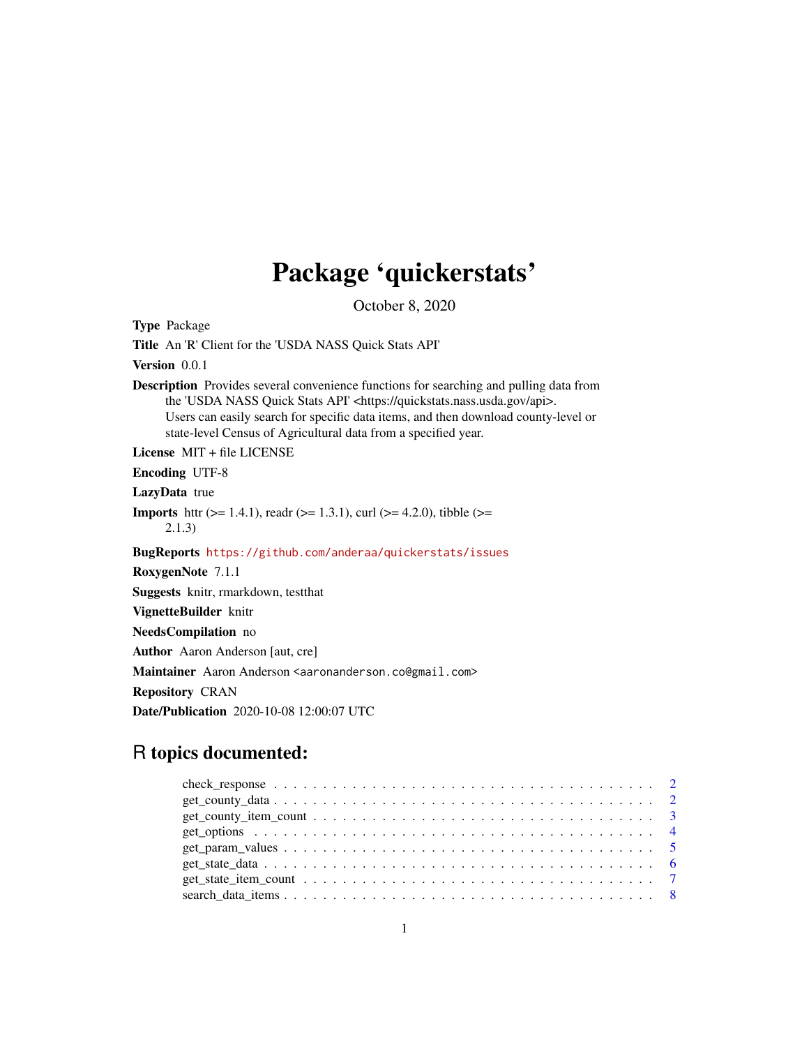# Package 'quickerstats'

October 8, 2020

**Type** Package

**Title** An 'R' Client for the 'USDA NASS Quick Stats API'

**Version** 0.0.1

**Description** Provides several convenience functions for searching and pulling data from the 'USDA NASS Quick Stats API' <https://quickstats.nass.usda.gov/api>. Users can easily search for specific data items, and then download county-level or state-level Census of Agricultural data from a specified year.

**License** MIT + file LICENSE

**Encoding** UTF-8

**LazyData** true

**Imports** httr (>= 1.4.1), readr (>= 1.3.1), curl (>= 4.2.0), tibble (>= 2.1.3)

**BugReports** https://github.com/anderaa/quickerstats/issues

**RoxygenNote** 7.1.1

**Suggests** knitr, rmarkdown, testthat

**VignetteBuilder** knitr

**NeedsCompilation** no

**Author** Aaron Anderson [aut, cre]

**Maintainer** Aaron Anderson <aaronanderson.co@gmail.com>

**Repository** CRAN

**Date/Publication** 2020-10-08 12:00:07 UTC

## R topics documented:

- check_response . . . . . . . . . . . . . . . . . . . . . . . . . . . . . . . . . . . . 2
- get_county_data . . . . . . . . . . . . . . . . . . . . . . . . . . . . . . . . . . . . 2
- get_county_item_count . . . . . . . . . . . . . . . . . . . . . . . . . . . . . . . . 3
- get_options . . . . . . . . . . . . . . . . . . . . . . . . . . . . . . . . . . . . . . 4
- get_param_values . . . . . . . . . . . . . . . . . . . . . . . . . . . . . . . . . . . 5
- get_state_data . . . . . . . . . . . . . . . . . . . . . . . . . . . . . . . . . . . . . 6
- get_state_item_count . . . . . . . . . . . . . . . . . . . . . . . . . . . . . . . . . 7
- search_data_items . . . . . . . . . . . . . . . . . . . . . . . . . . . . . . . . . . . 8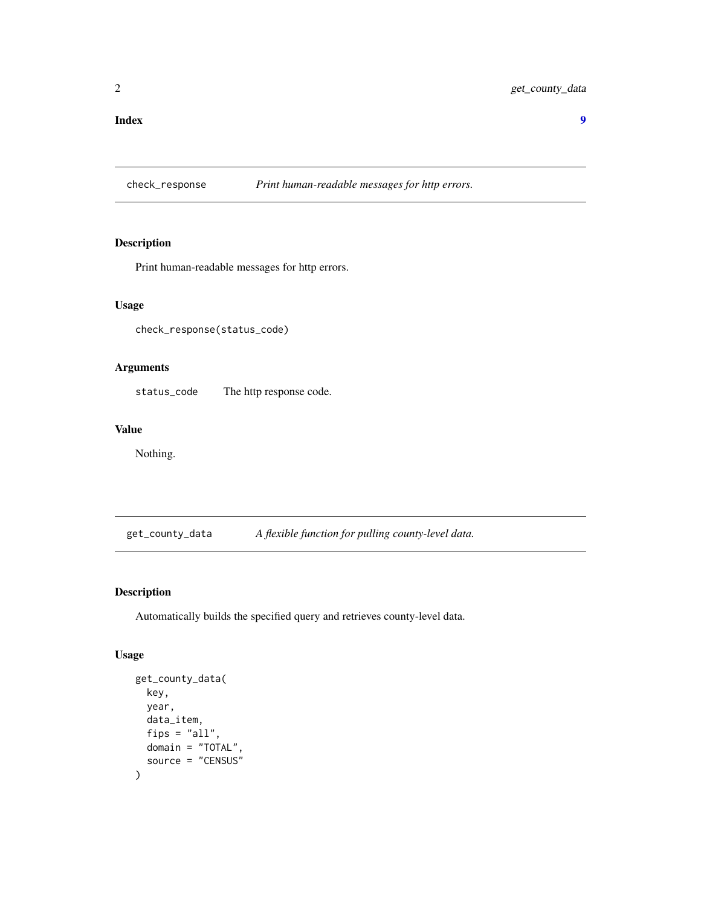**Index** **9**

## check_response — *Print human-readable messages for http errors.*

### Description

Print human-readable messages for http errors.

### Usage

```
check_response(status_code)
```

### Arguments

| | |
|---|---|
| `status_code` | The http response code. |

### Value

Nothing.

## get_county_data — *A flexible function for pulling county-level data.*

### Description

Automatically builds the specified query and retrieves county-level data.

### Usage

```
get_county_data(
  key,
  year,
  data_item,
  fips = "all",
  domain = "TOTAL",
  source = "CENSUS"
)
```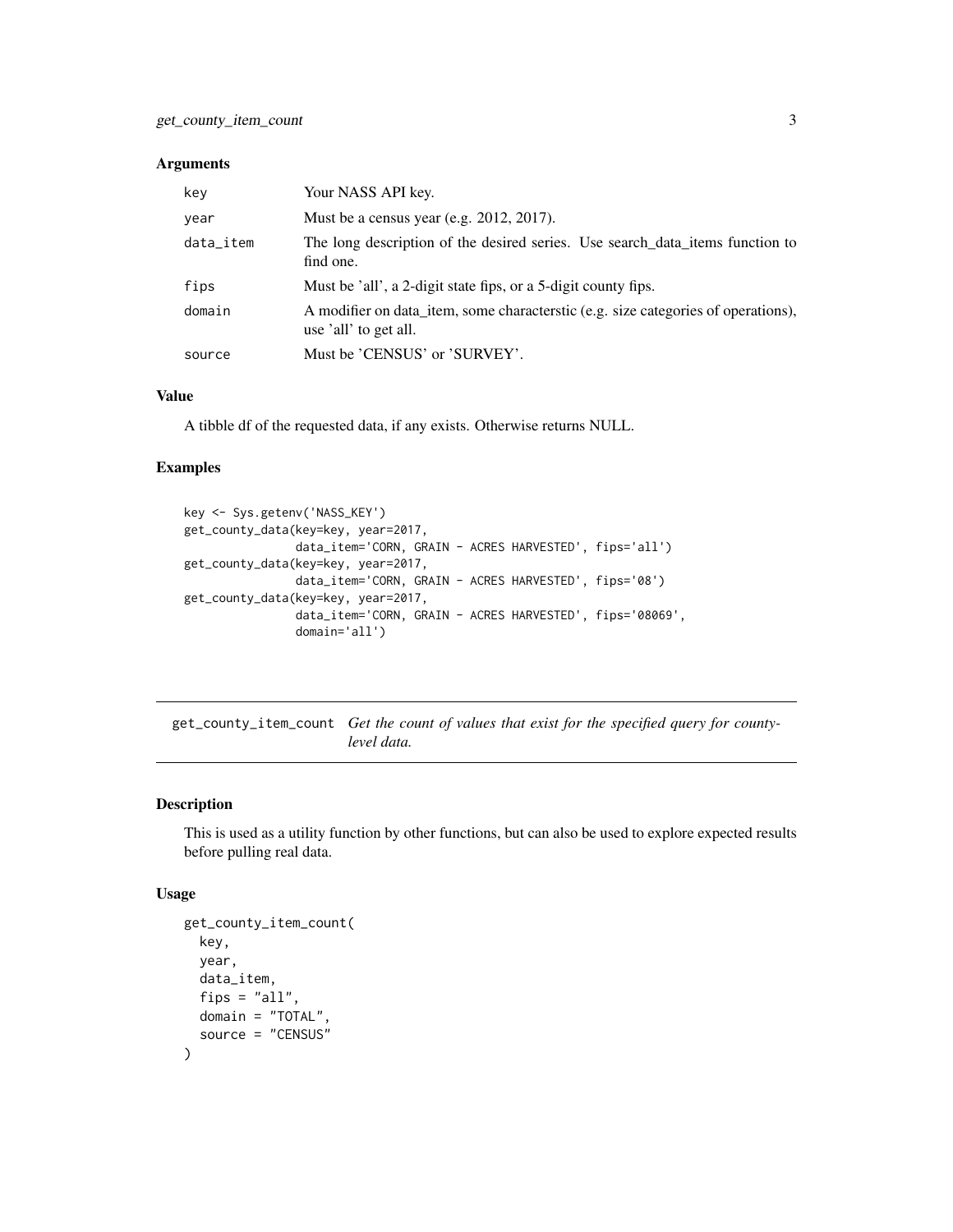### Arguments

| | |
|---|---|
| key | Your NASS API key. |
| year | Must be a census year (e.g. 2012, 2017). |
| data_item | The long description of the desired series. Use search_data_items function to find one. |
| fips | Must be 'all', a 2-digit state fips, or a 5-digit county fips. |
| domain | A modifier on data_item, some characterstic (e.g. size categories of operations), use 'all' to get all. |
| source | Must be 'CENSUS' or 'SURVEY'. |

### Value

A tibble df of the requested data, if any exists. Otherwise returns NULL.

### Examples

```
key <- Sys.getenv('NASS_KEY')
get_county_data(key=key, year=2017,
                data_item='CORN, GRAIN - ACRES HARVESTED', fips='all')
get_county_data(key=key, year=2017,
                data_item='CORN, GRAIN - ACRES HARVESTED', fips='08')
get_county_data(key=key, year=2017,
                data_item='CORN, GRAIN - ACRES HARVESTED', fips='08069',
                domain='all')
```

---

## get_county_item_count *Get the count of values that exist for the specified query for county-level data.*

---

### Description

This is used as a utility function by other functions, but can also be used to explore expected results before pulling real data.

### Usage

```
get_county_item_count(
  key,
  year,
  data_item,
  fips = "all",
  domain = "TOTAL",
  source = "CENSUS"
)
```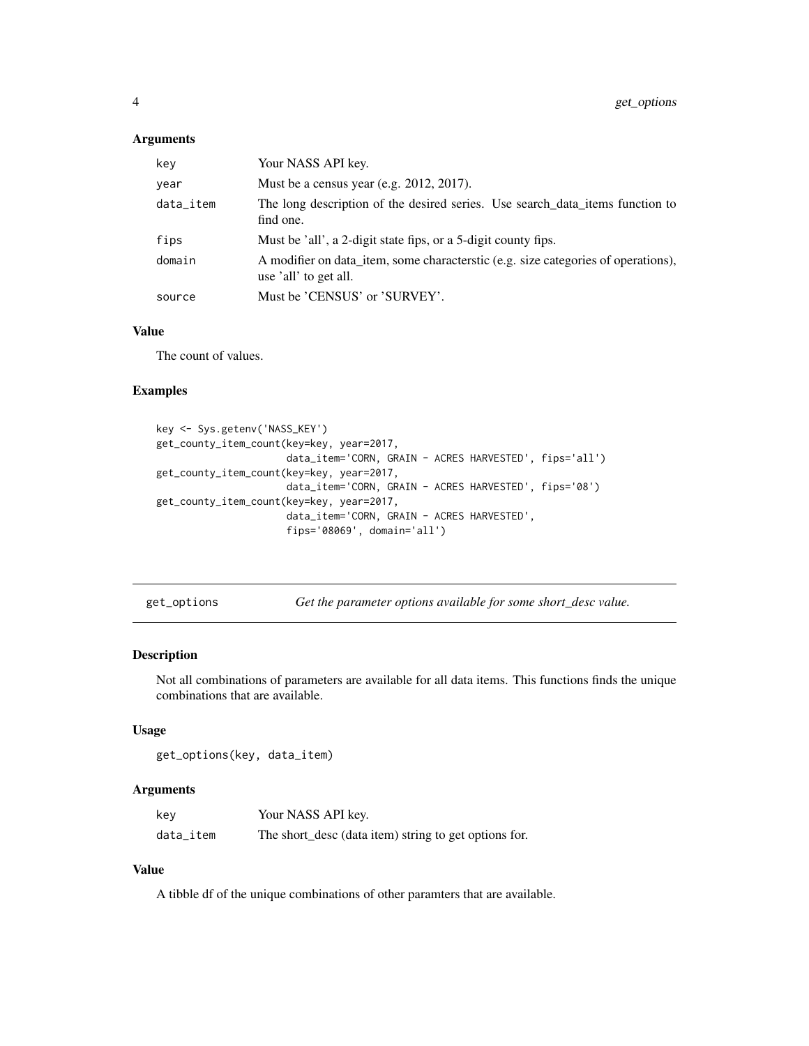### Arguments

| | |
|---|---|
| key | Your NASS API key. |
| year | Must be a census year (e.g. 2012, 2017). |
| data_item | The long description of the desired series. Use search_data_items function to find one. |
| fips | Must be 'all', a 2-digit state fips, or a 5-digit county fips. |
| domain | A modifier on data_item, some characterstic (e.g. size categories of operations), use 'all' to get all. |
| source | Must be 'CENSUS' or 'SURVEY'. |

### Value

The count of values.

### Examples

```
key <- Sys.getenv('NASS_KEY')
get_county_item_count(key=key, year=2017,
                      data_item='CORN, GRAIN - ACRES HARVESTED', fips='all')
get_county_item_count(key=key, year=2017,
                      data_item='CORN, GRAIN - ACRES HARVESTED', fips='08')
get_county_item_count(key=key, year=2017,
                      data_item='CORN, GRAIN - ACRES HARVESTED',
                      fips='08069', domain='all')
```

---

## get_options *Get the parameter options available for some short_desc value.*

### Description

Not all combinations of parameters are available for all data items. This functions finds the unique combinations that are available.

### Usage

```
get_options(key, data_item)
```

### Arguments

| | |
|---|---|
| key | Your NASS API key. |
| data_item | The short_desc (data item) string to get options for. |

### Value

A tibble df of the unique combinations of other paramters that are available.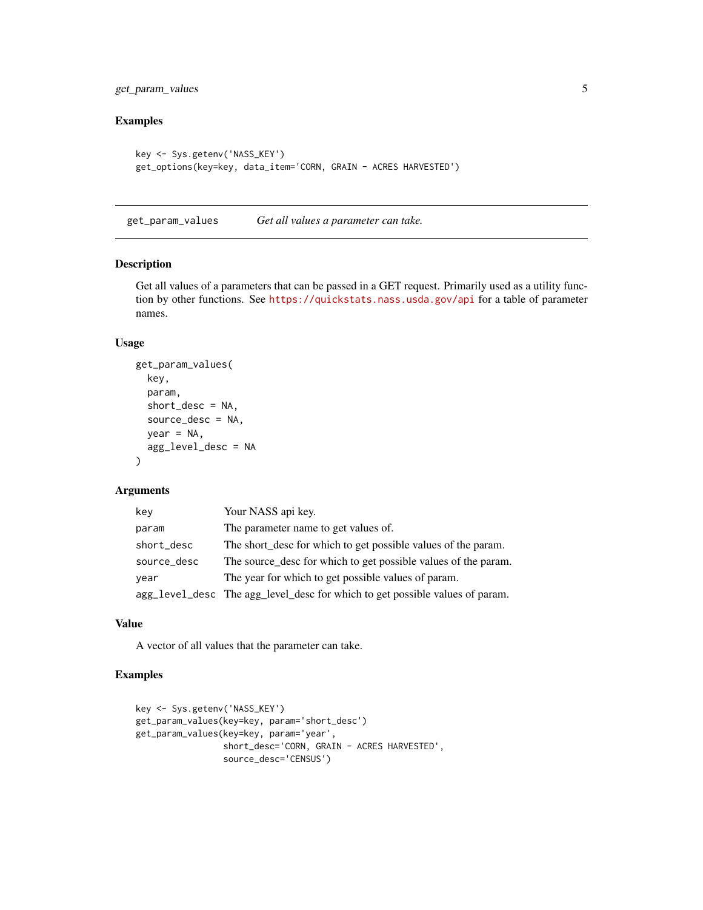## Examples

```
key <- Sys.getenv('NASS_KEY')
get_options(key=key, data_item='CORN, GRAIN - ACRES HARVESTED')
```

---

## get_param_values — *Get all values a parameter can take.*

### Description

Get all values of a parameters that can be passed in a GET request. Primarily used as a utility function by other functions. See https://quickstats.nass.usda.gov/api for a table of parameter names.

### Usage

```
get_param_values(
  key,
  param,
  short_desc = NA,
  source_desc = NA,
  year = NA,
  agg_level_desc = NA
)
```

### Arguments

| Argument | Description |
|---|---|
| `key` | Your NASS api key. |
| `param` | The parameter name to get values of. |
| `short_desc` | The short_desc for which to get possible values of the param. |
| `source_desc` | The source_desc for which to get possible values of the param. |
| `year` | The year for which to get possible values of param. |
| `agg_level_desc` | The agg_level_desc for which to get possible values of param. |

### Value

A vector of all values that the parameter can take.

### Examples

```
key <- Sys.getenv('NASS_KEY')
get_param_values(key=key, param='short_desc')
get_param_values(key=key, param='year',
                 short_desc='CORN, GRAIN - ACRES HARVESTED',
                 source_desc='CENSUS')
```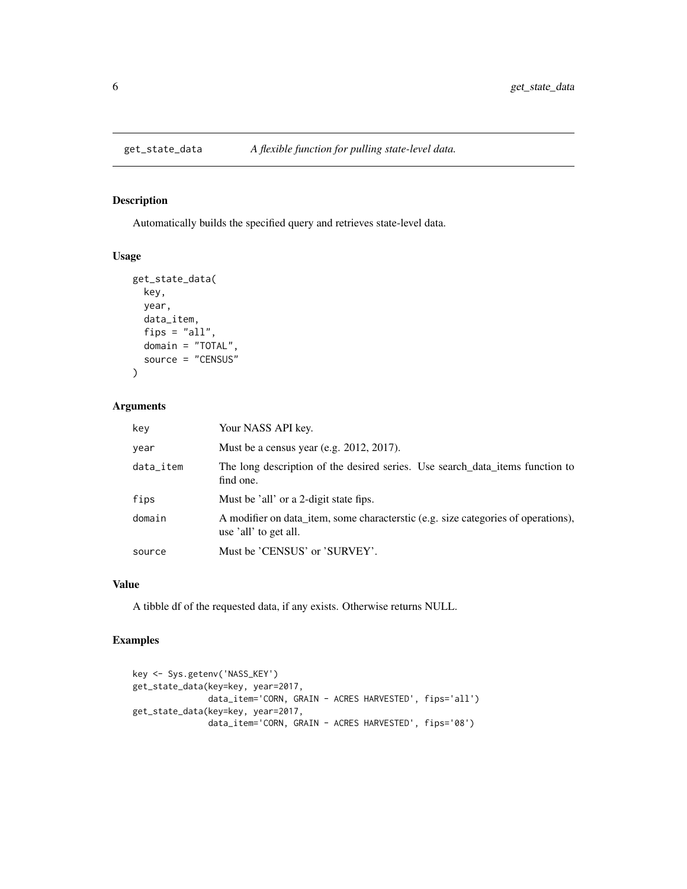## get_state_data    *A flexible function for pulling state-level data.*

### Description

Automatically builds the specified query and retrieves state-level data.

### Usage

```
get_state_data(
  key,
  year,
  data_item,
  fips = "all",
  domain = "TOTAL",
  source = "CENSUS"
)
```

### Arguments

| | |
|---|---|
| key | Your NASS API key. |
| year | Must be a census year (e.g. 2012, 2017). |
| data_item | The long description of the desired series. Use search_data_items function to find one. |
| fips | Must be 'all' or a 2-digit state fips. |
| domain | A modifier on data_item, some characterstic (e.g. size categories of operations), use 'all' to get all. |
| source | Must be 'CENSUS' or 'SURVEY'. |

### Value

A tibble df of the requested data, if any exists. Otherwise returns NULL.

### Examples

```
key <- Sys.getenv('NASS_KEY')
get_state_data(key=key, year=2017,
               data_item='CORN, GRAIN - ACRES HARVESTED', fips='all')
get_state_data(key=key, year=2017,
               data_item='CORN, GRAIN - ACRES HARVESTED', fips='08')
```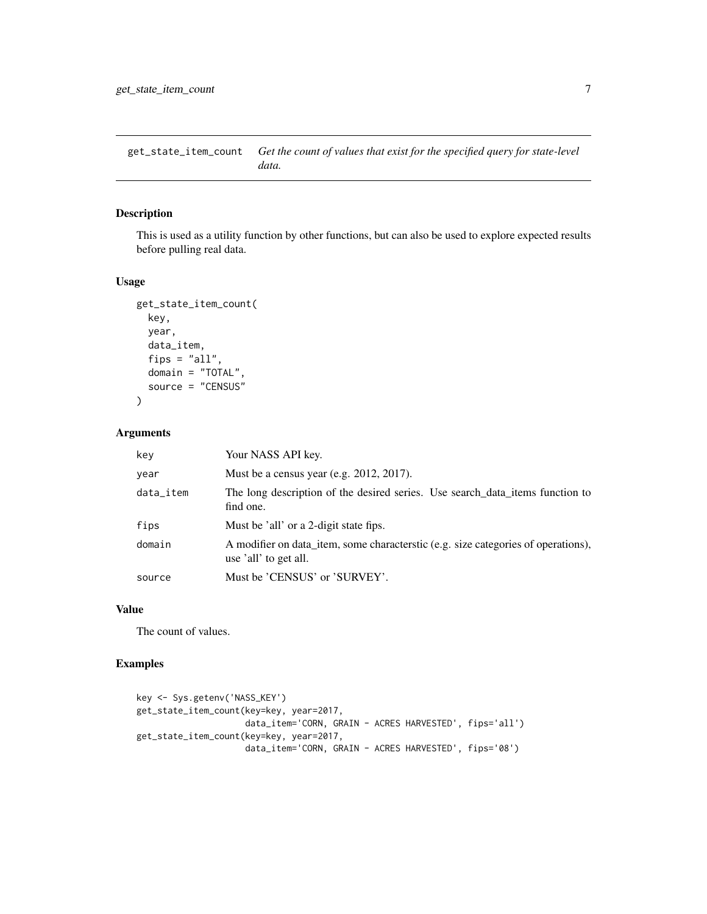## get_state_item_count — *Get the count of values that exist for the specified query for state-level data.*

### Description

This is used as a utility function by other functions, but can also be used to explore expected results before pulling real data.

### Usage

```
get_state_item_count(
  key,
  year,
  data_item,
  fips = "all",
  domain = "TOTAL",
  source = "CENSUS"
)
```

### Arguments

| | |
|---|---|
| key | Your NASS API key. |
| year | Must be a census year (e.g. 2012, 2017). |
| data_item | The long description of the desired series. Use search_data_items function to find one. |
| fips | Must be 'all' or a 2-digit state fips. |
| domain | A modifier on data_item, some characterstic (e.g. size categories of operations), use 'all' to get all. |
| source | Must be 'CENSUS' or 'SURVEY'. |

### Value

The count of values.

### Examples

```
key <- Sys.getenv('NASS_KEY')
get_state_item_count(key=key, year=2017,
                     data_item='CORN, GRAIN - ACRES HARVESTED', fips='all')
get_state_item_count(key=key, year=2017,
                     data_item='CORN, GRAIN - ACRES HARVESTED', fips='08')
```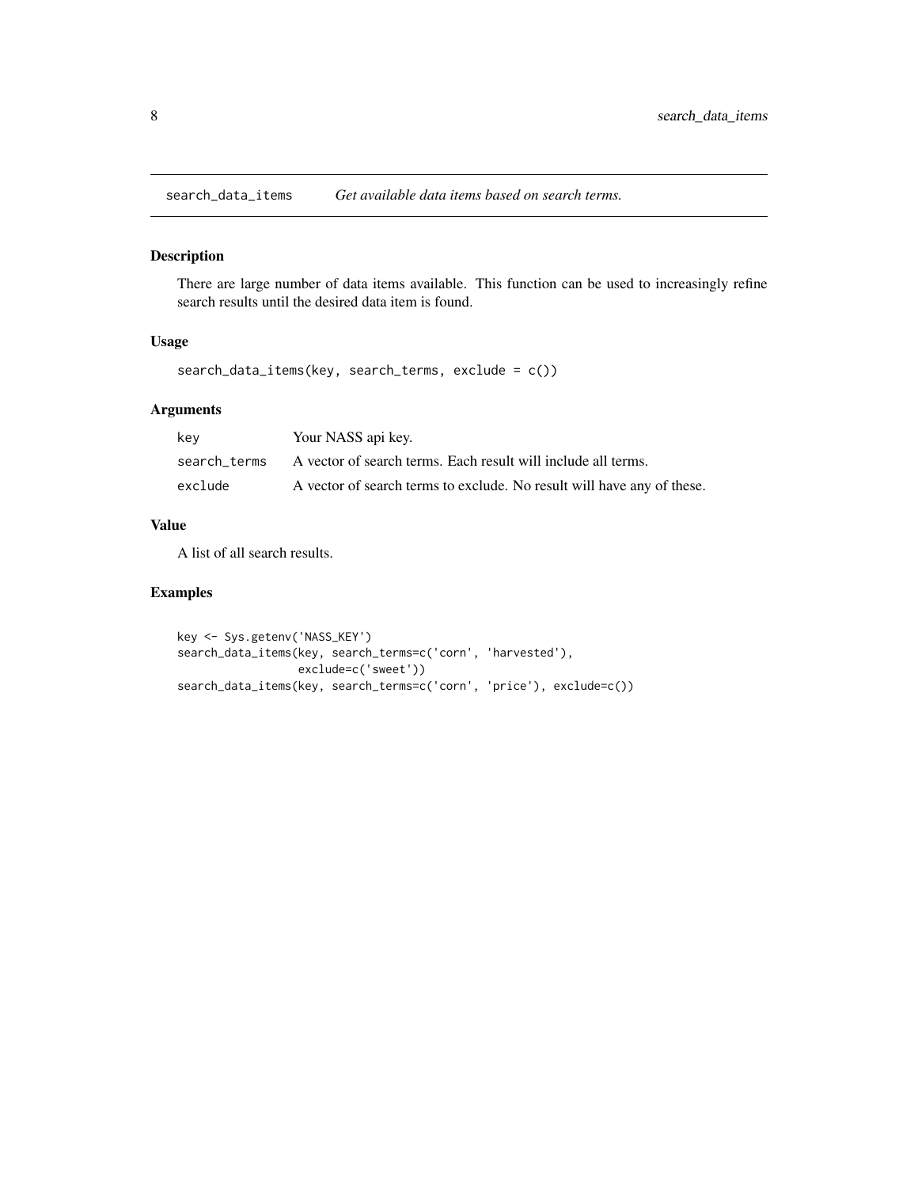## search_data_items — *Get available data items based on search terms.*

### Description

There are large number of data items available. This function can be used to increasingly refine search results until the desired data item is found.

### Usage

```
search_data_items(key, search_terms, exclude = c())
```

### Arguments

| | |
|---|---|
| key | Your NASS api key. |
| search_terms | A vector of search terms. Each result will include all terms. |
| exclude | A vector of search terms to exclude. No result will have any of these. |

### Value

A list of all search results.

### Examples

```
key <- Sys.getenv('NASS_KEY')
search_data_items(key, search_terms=c('corn', 'harvested'),
                  exclude=c('sweet'))
search_data_items(key, search_terms=c('corn', 'price'), exclude=c())
```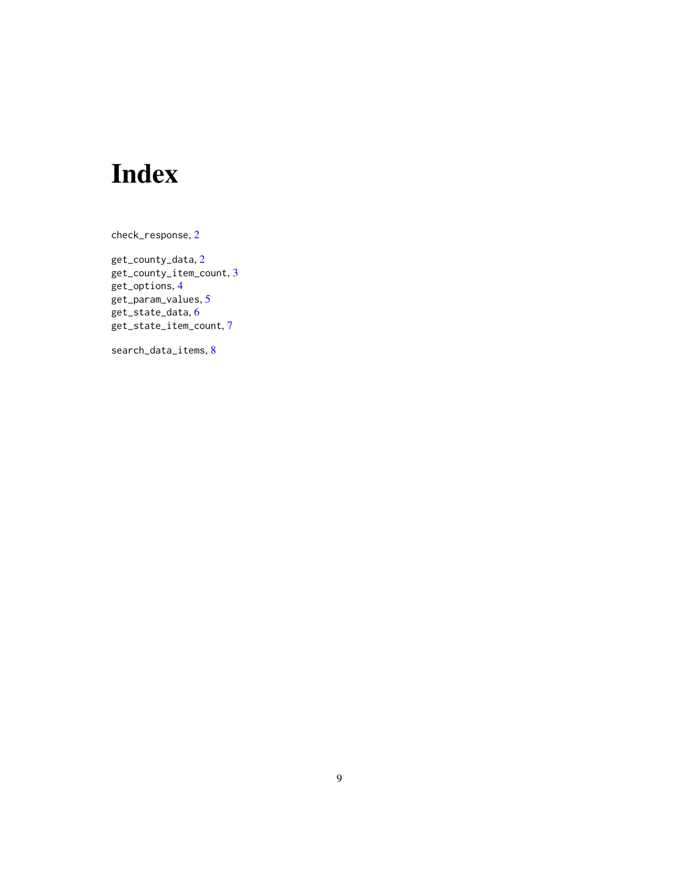# Index

check_response, 2

get_county_data, 2
get_county_item_count, 3
get_options, 4
get_param_values, 5
get_state_data, 6
get_state_item_count, 7

search_data_items, 8